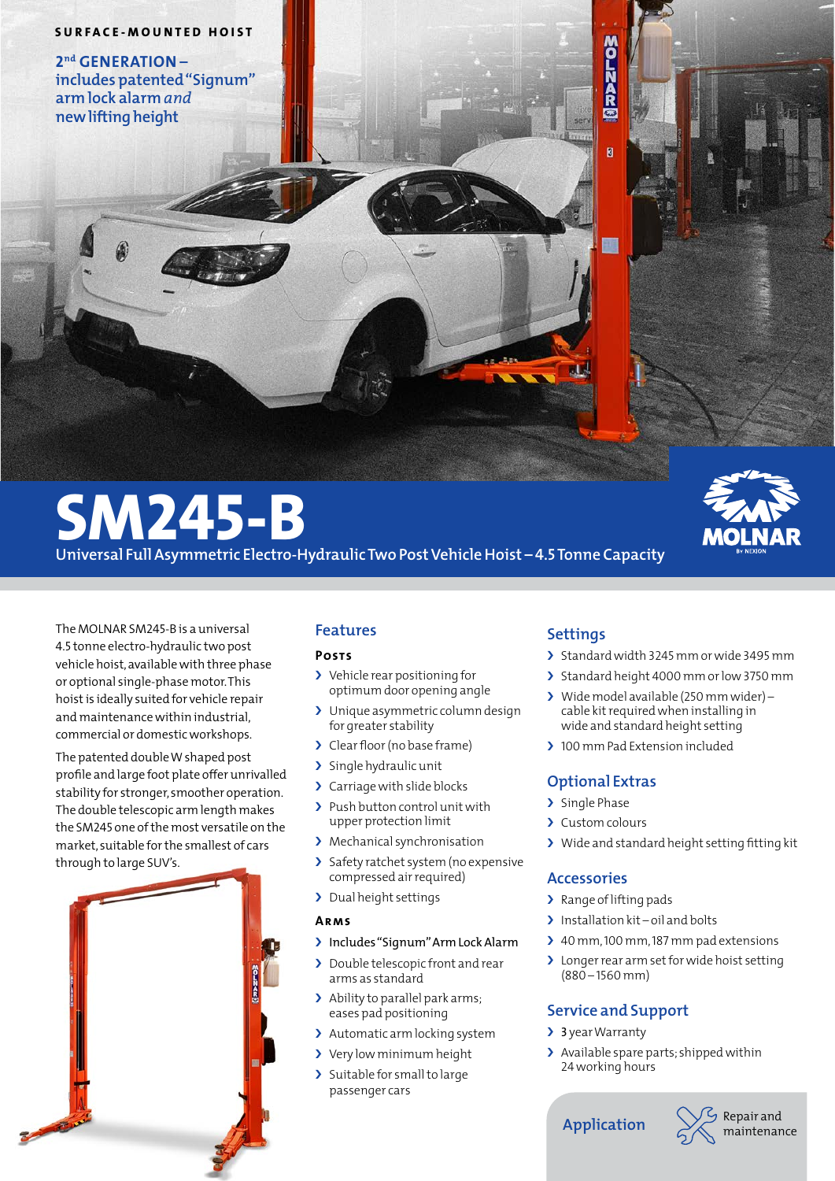SURFACE-MOUNTED HOIST

2nd GENERATION – includes patented "Signum" arm lock alarm *and* new lifting height

# SM245-B

## Universal Full Asymmetric Electro-Hydraulic Two Post Vehicle Hoist – 4.5 Tonne Capacity

MOLNAR By NEXION

The MOLNAR SM245-B is a universal 4.5 tonne electro-hydraulic two post vehicle hoist, available with three phase or optional single-phase motor. This hoist is ideally suited for vehicle repair and maintenance within industrial, commercial or domestic workshops.

The patented double W shaped post profile and large foot plate offer unrivalled stability for stronger, smoother operation. The double telescopic arm length makes the SM245 one of the most versatile on the market, suitable for the smallest of cars through to large SUV's.

## Features

### Posts

- Vehicle rear positioning for optimum door opening angle
- Unique asymmetric column design for greater stability
- Clear floor (no base frame)
- Single hydraulic unit
- Carriage with slide blocks
- Push button control unit with upper protection limit
- Mechanical synchronisation
- Safety ratchet system (no expensive compressed air required)
- Dual height settings

### Arms

- Includes "Signum" Arm Lock Alarm
- Double telescopic front and rear arms as standard
- Ability to parallel park arms; eases pad positioning
- Automatic arm locking system
- Very low minimum height
- Suitable for small to large passenger cars

## Settings

- Standard width 3245 mm or wide 3495 mm
- Standard height 4000 mm or low 3750 mm
- Wide model available (250 mm wider) – cable kit required when installing in wide and standard height setting
- 100 mm Pad Extension included

## Optional Extras

- Single Phase
- Custom colours
- Wide and standard height setting fitting kit

## Accessories

- Range of lifting pads
- Installation kit – oil and bolts
- 40 mm, 100 mm, 187 mm pad extensions
- Longer rear arm set for wide hoist setting (880 – 1560 mm)

## Service and Support

- 3 year Warranty
- Available spare parts; shipped within 24 working hours

**Application** Repair and maintenance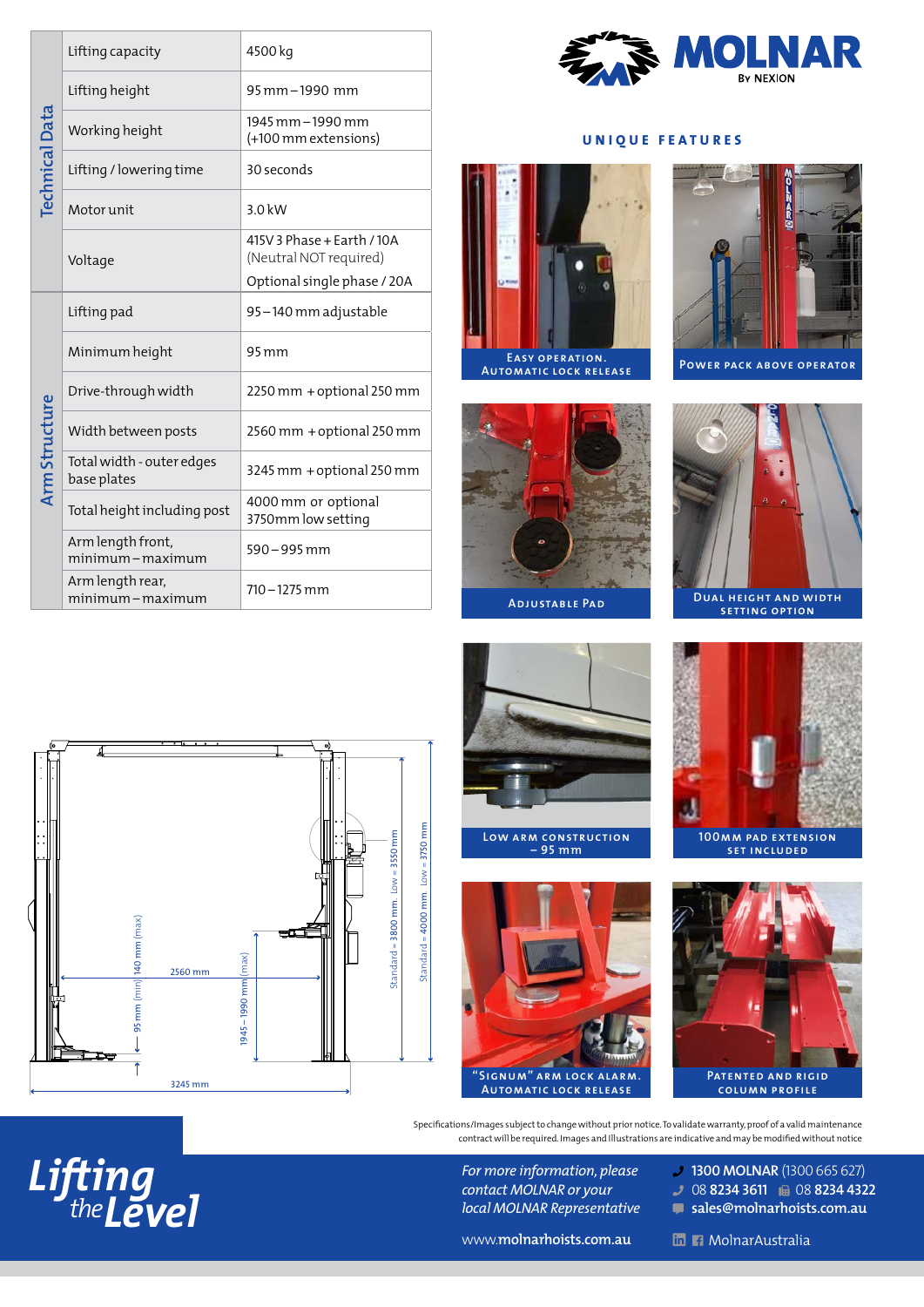| | | |
|---|---|---|
| Technical Data | Lifting capacity | 4500 kg |
| | Lifting height | 95 mm – 1990 mm |
| | Working height | 1945 mm – 1990 mm (+100 mm extensions) |
| | Lifting / lowering time | 30 seconds |
| | Motor unit | 3.0 kW |
| | Voltage | 415V 3 Phase + Earth / 10A (Neutral NOT required) Optional single phase / 20A |
| Arm Structure | Lifting pad | 95 – 140 mm adjustable |
| | Minimum height | 95 mm |
| | Drive-through width | 2250 mm + optional 250 mm |
| | Width between posts | 2560 mm + optional 250 mm |
| | Total width - outer edges base plates | 3245 mm + optional 250 mm |
| | Total height including post | 4000 mm or optional 3750mm low setting |
| | Arm length front, minimum – maximum | 590 – 995 mm |
| | Arm length rear, minimum – maximum | 710 – 1275 mm |

MOLNAR By NEXION

## UNIQUE FEATURES

Easy operation. Automatic lock release

Power pack above operator

Adjustable Pad

Dual height and width setting option

Low arm construction – 95 mm

100mm pad extension set included

"Signum" arm lock alarm. Automatic lock release

Patented and rigid column profile

95 mm (min) 140 mm (max)
2560 mm
1945 – 1990 mm (max)
Standard = 3800 mm Low = 3550 mm
Standard = 4000 mm Low = 3750 mm
3245 mm

Specifications/Images subject to change without prior notice. To validate warranty, proof of a valid maintenance contract will be required. Images and illustrations are indicative and may be modified without notice

*Lifting the Level*

*For more information, please contact MOLNAR or your local MOLNAR Representative*

www.**molnarhoists**.com.au

**1300 MOLNAR** (1300 665 627)
08 **8234 3611** 08 **8234 4322**
sales@molnarhoists.com.au
MolnarAustralia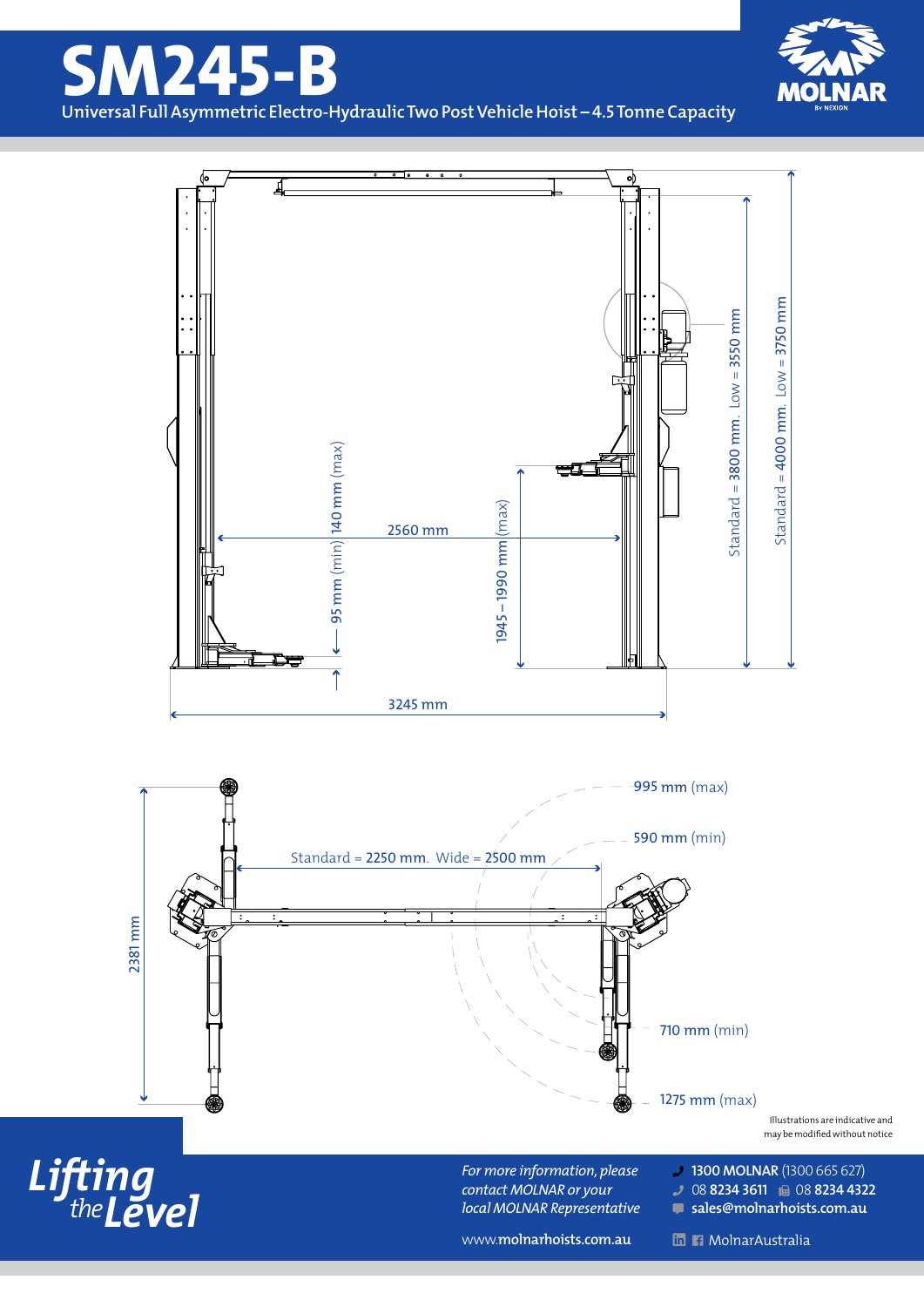# SM245-B

**Universal Full Asymmetric Electro-Hydraulic Two Post Vehicle Hoist – 4.5 Tonne Capacity**

MOLNAR By NEXION

140 mm (max)

95 mm (min)

2560 mm

1945 – 1990 mm (max)

Standard = 3800 mm. Low = 3550 mm

Standard = 4000 mm. Low = 3750 mm

3245 mm

995 mm (max)

590 mm (min)

Standard = 2250 mm. Wide = 2500 mm

2381 mm

710 mm (min)

1275 mm (max)

Illustrations are indicative and may be modified without notice

*Lifting the Level*

*For more information, please contact MOLNAR or your local MOLNAR Representative*

www.**molnarhoists.com.au**

**1300 MOLNAR** (1300 665 627)

08 **8234 3611** 08 **8234 4322**

**sales@molnarhoists.com.au**

MolnarAustralia